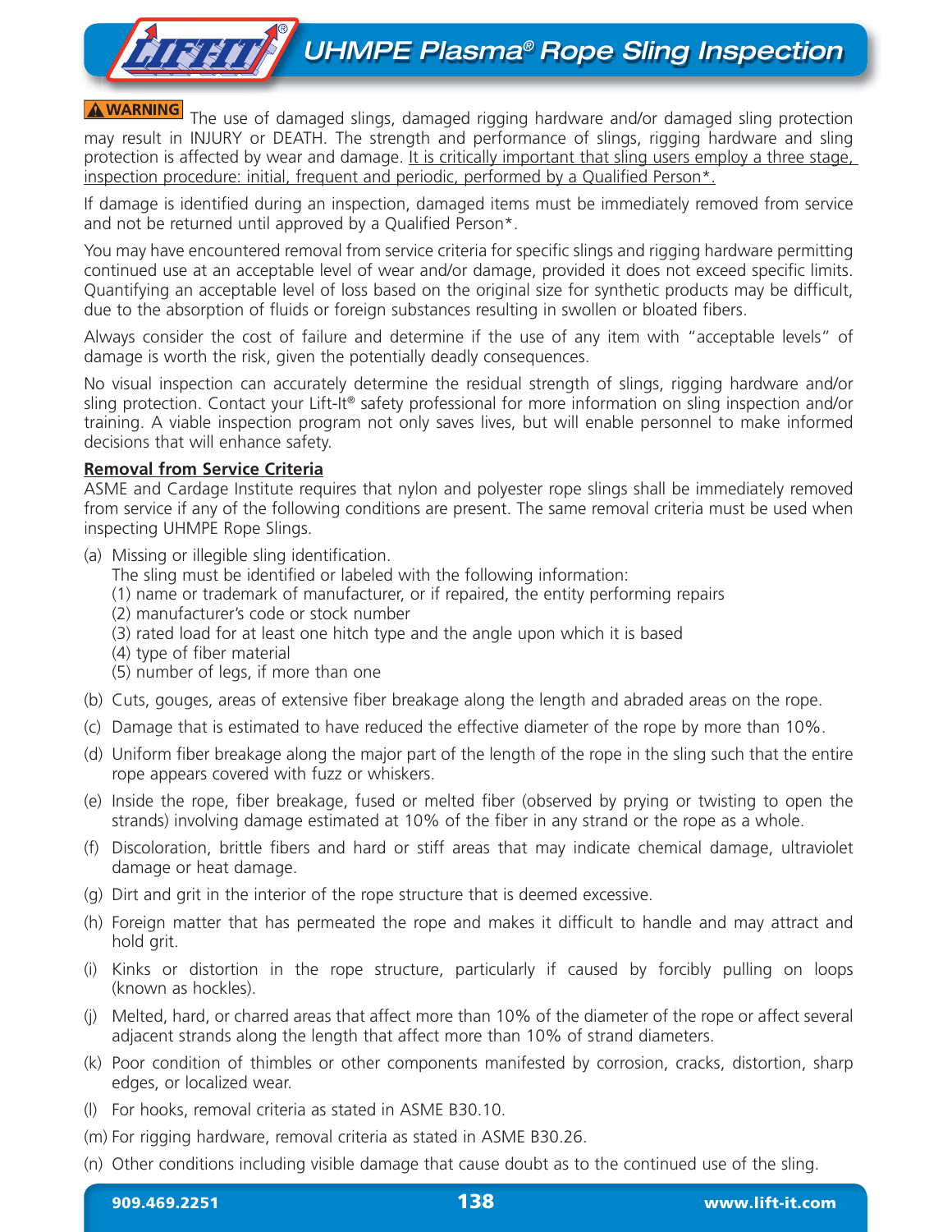# UHMPE Plasma® Rope Sling Inspection

**⚠ WARNING** The use of damaged slings, damaged rigging hardware and/or damaged sling protection may result in INJURY or DEATH. The strength and performance of slings, rigging hardware and sling protection is affected by wear and damage. <u>It is critically important that sling users employ a three stage, inspection procedure: initial, frequent and periodic, performed by a Qualified Person*.</u>

If damage is identified during an inspection, damaged items must be immediately removed from service and not be returned until approved by a Qualified Person*.

You may have encountered removal from service criteria for specific slings and rigging hardware permitting continued use at an acceptable level of wear and/or damage, provided it does not exceed specific limits. Quantifying an acceptable level of loss based on the original size for synthetic products may be difficult, due to the absorption of fluids or foreign substances resulting in swollen or bloated fibers.

Always consider the cost of failure and determine if the use of any item with "acceptable levels" of damage is worth the risk, given the potentially deadly consequences.

No visual inspection can accurately determine the residual strength of slings, rigging hardware and/or sling protection. Contact your Lift-It® safety professional for more information on sling inspection and/or training. A viable inspection program not only saves lives, but will enable personnel to make informed decisions that will enhance safety.

**Removal from Service Criteria**

ASME and Cardage Institute requires that nylon and polyester rope slings shall be immediately removed from service if any of the following conditions are present. The same removal criteria must be used when inspecting UHMPE Rope Slings.

(a) Missing or illegible sling identification.
    The sling must be identified or labeled with the following information:
    (1) name or trademark of manufacturer, or if repaired, the entity performing repairs
    (2) manufacturer's code or stock number
    (3) rated load for at least one hitch type and the angle upon which it is based
    (4) type of fiber material
    (5) number of legs, if more than one

(b) Cuts, gouges, areas of extensive fiber breakage along the length and abraded areas on the rope.

(c) Damage that is estimated to have reduced the effective diameter of the rope by more than 10%.

(d) Uniform fiber breakage along the major part of the length of the rope in the sling such that the entire rope appears covered with fuzz or whiskers.

(e) Inside the rope, fiber breakage, fused or melted fiber (observed by prying or twisting to open the strands) involving damage estimated at 10% of the fiber in any strand or the rope as a whole.

(f) Discoloration, brittle fibers and hard or stiff areas that may indicate chemical damage, ultraviolet damage or heat damage.

(g) Dirt and grit in the interior of the rope structure that is deemed excessive.

(h) Foreign matter that has permeated the rope and makes it difficult to handle and may attract and hold grit.

(i) Kinks or distortion in the rope structure, particularly if caused by forcibly pulling on loops (known as hockles).

(j) Melted, hard, or charred areas that affect more than 10% of the diameter of the rope or affect several adjacent strands along the length that affect more than 10% of strand diameters.

(k) Poor condition of thimbles or other components manifested by corrosion, cracks, distortion, sharp edges, or localized wear.

(l) For hooks, removal criteria as stated in ASME B30.10.

(m) For rigging hardware, removal criteria as stated in ASME B30.26.

(n) Other conditions including visible damage that cause doubt as to the continued use of the sling.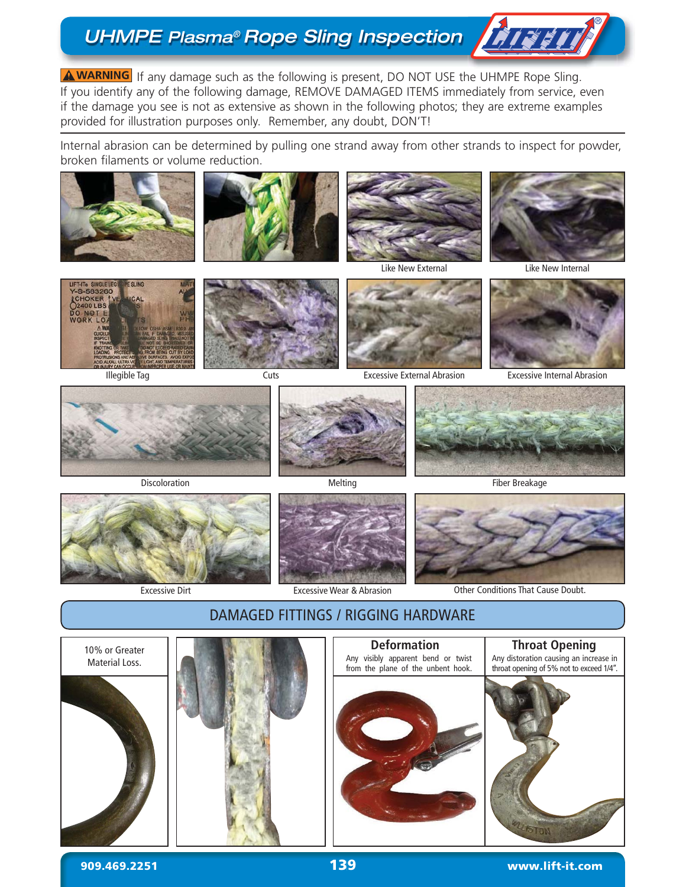# UHMPE Plasma® Rope Sling Inspection

**⚠WARNING** If any damage such as the following is present, DO NOT USE the UHMPE Rope Sling. If you identify any of the following damage, REMOVE DAMAGED ITEMS immediately from service, even if the damage you see is not as extensive as shown in the following photos; they are extreme examples provided for illustration purposes only. Remember, any doubt, DON'T!

Internal abrasion can be determined by pulling one strand away from other strands to inspect for powder, broken filaments or volume reduction.

Like New External

Like New Internal

Illegible Tag

Cuts

Excessive External Abrasion

Excessive Internal Abrasion

Discoloration

Melting

Fiber Breakage

Excessive Dirt

Excessive Wear & Abrasion

Other Conditions That Cause Doubt.

## DAMAGED FITTINGS / RIGGING HARDWARE

10% or Greater Material Loss.

**Deformation**

Any visibly apparent bend or twist from the plane of the unbent hook.

**Throat Opening**

Any distoration causing an increase in throat opening of 5% not to exceed 1/4".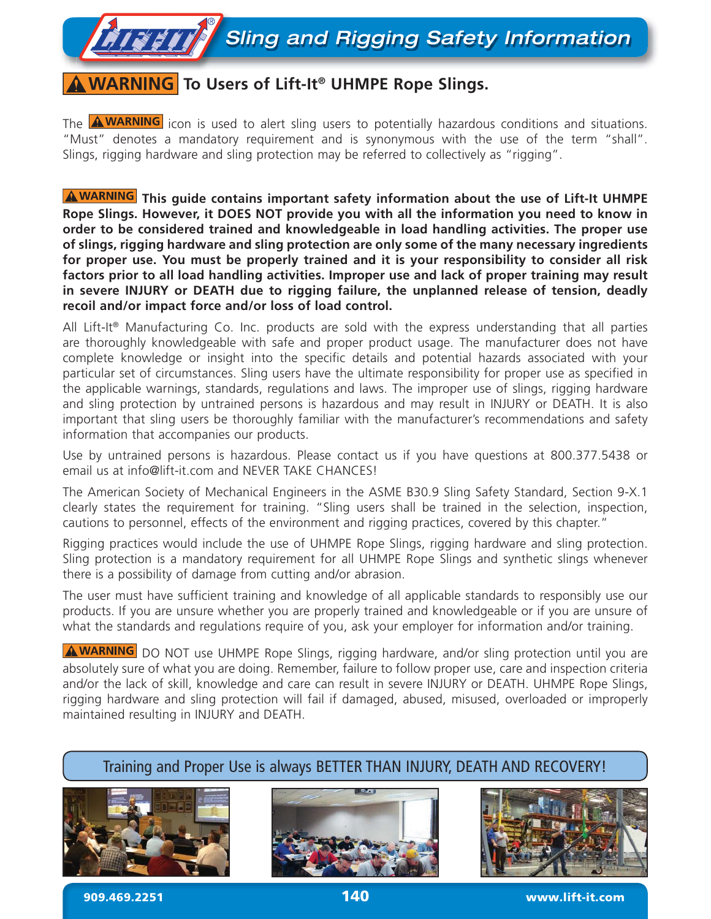# Sling and Rigging Safety Information

## ⚠ WARNING To Users of Lift-It® UHMPE Rope Slings.

The ⚠ WARNING icon is used to alert sling users to potentially hazardous conditions and situations. "Must" denotes a mandatory requirement and is synonymous with the use of the term "shall". Slings, rigging hardware and sling protection may be referred to collectively as "rigging".

**⚠ WARNING This guide contains important safety information about the use of Lift-It UHMPE Rope Slings. However, it DOES NOT provide you with all the information you need to know in order to be considered trained and knowledgeable in load handling activities. The proper use of slings, rigging hardware and sling protection are only some of the many necessary ingredients for proper use. You must be properly trained and it is your responsibility to consider all risk factors prior to all load handling activities. Improper use and lack of proper training may result in severe INJURY or DEATH due to rigging failure, the unplanned release of tension, deadly recoil and/or impact force and/or loss of load control.**

All Lift-It® Manufacturing Co. Inc. products are sold with the express understanding that all parties are thoroughly knowledgeable with safe and proper product usage. The manufacturer does not have complete knowledge or insight into the specific details and potential hazards associated with your particular set of circumstances. Sling users have the ultimate responsibility for proper use as specified in the applicable warnings, standards, regulations and laws. The improper use of slings, rigging hardware and sling protection by untrained persons is hazardous and may result in INJURY or DEATH. It is also important that sling users be thoroughly familiar with the manufacturer's recommendations and safety information that accompanies our products.

Use by untrained persons is hazardous. Please contact us if you have questions at 800.377.5438 or email us at info@lift-it.com and NEVER TAKE CHANCES!

The American Society of Mechanical Engineers in the ASME B30.9 Sling Safety Standard, Section 9-X.1 clearly states the requirement for training. "Sling users shall be trained in the selection, inspection, cautions to personnel, effects of the environment and rigging practices, covered by this chapter."

Rigging practices would include the use of UHMPE Rope Slings, rigging hardware and sling protection. Sling protection is a mandatory requirement for all UHMPE Rope Slings and synthetic slings whenever there is a possibility of damage from cutting and/or abrasion.

The user must have sufficient training and knowledge of all applicable standards to responsibly use our products. If you are unsure whether you are properly trained and knowledgeable or if you are unsure of what the standards and regulations require of you, ask your employer for information and/or training.

⚠ WARNING DO NOT use UHMPE Rope Slings, rigging hardware, and/or sling protection until you are absolutely sure of what you are doing. Remember, failure to follow proper use, care and inspection criteria and/or the lack of skill, knowledge and care can result in severe INJURY or DEATH. UHMPE Rope Slings, rigging hardware and sling protection will fail if damaged, abused, misused, overloaded or improperly maintained resulting in INJURY and DEATH.

Training and Proper Use is always BETTER THAN INJURY, DEATH AND RECOVERY!

909.469.2251 www.lift-it.com